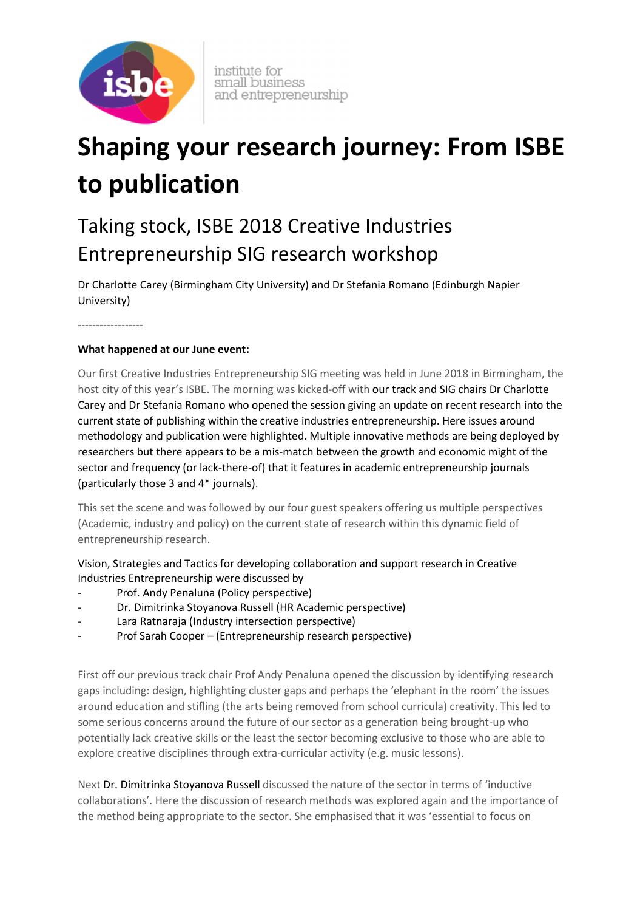institute for small business and entrepreneurship

# Shaping your research journey: From ISBE to publication

## Taking stock, ISBE 2018 Creative Industries Entrepreneurship SIG research workshop

Dr Charlotte Carey (Birmingham City University) and Dr Stefania Romano (Edinburgh Napier University)

------------------

**What happened at our June event:**

Our first Creative Industries Entrepreneurship SIG meeting was held in June 2018 in Birmingham, the host city of this year's ISBE. The morning was kicked-off with our track and SIG chairs Dr Charlotte Carey and Dr Stefania Romano who opened the session giving an update on recent research into the current state of publishing within the creative industries entrepreneurship. Here issues around methodology and publication were highlighted. Multiple innovative methods are being deployed by researchers but there appears to be a mis-match between the growth and economic might of the sector and frequency (or lack-there-of) that it features in academic entrepreneurship journals (particularly those 3 and 4* journals).

This set the scene and was followed by our four guest speakers offering us multiple perspectives (Academic, industry and policy) on the current state of research within this dynamic field of entrepreneurship research.

Vision, Strategies and Tactics for developing collaboration and support research in Creative Industries Entrepreneurship were discussed by

- Prof. Andy Penaluna (Policy perspective)
- Dr. Dimitrinka Stoyanova Russell (HR Academic perspective)
- Lara Ratnaraja (Industry intersection perspective)
- Prof Sarah Cooper – (Entrepreneurship research perspective)

First off our previous track chair Prof Andy Penaluna opened the discussion by identifying research gaps including: design, highlighting cluster gaps and perhaps the 'elephant in the room' the issues around education and stifling (the arts being removed from school curricula) creativity. This led to some serious concerns around the future of our sector as a generation being brought-up who potentially lack creative skills or the least the sector becoming exclusive to those who are able to explore creative disciplines through extra-curricular activity (e.g. music lessons).

Next Dr. Dimitrinka Stoyanova Russell discussed the nature of the sector in terms of 'inductive collaborations'. Here the discussion of research methods was explored again and the importance of the method being appropriate to the sector. She emphasised that it was 'essential to focus on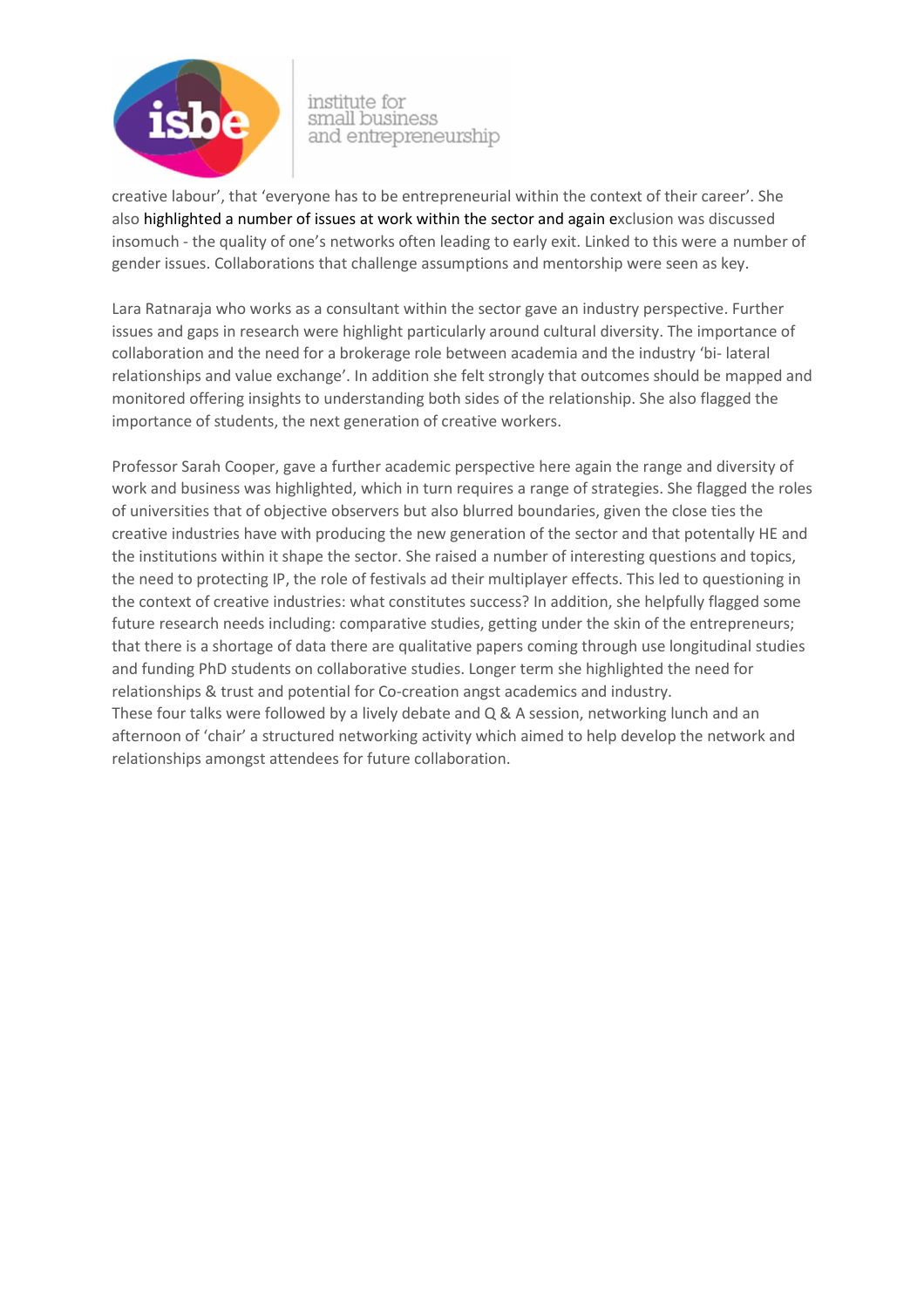creative labour', that 'everyone has to be entrepreneurial within the context of their career'. She also highlighted a number of issues at work within the sector and again exclusion was discussed insomuch - the quality of one's networks often leading to early exit. Linked to this were a number of gender issues. Collaborations that challenge assumptions and mentorship were seen as key.

Lara Ratnaraja who works as a consultant within the sector gave an industry perspective. Further issues and gaps in research were highlight particularly around cultural diversity. The importance of collaboration and the need for a brokerage role between academia and the industry 'bi- lateral relationships and value exchange'. In addition she felt strongly that outcomes should be mapped and monitored offering insights to understanding both sides of the relationship. She also flagged the importance of students, the next generation of creative workers.

Professor Sarah Cooper, gave a further academic perspective here again the range and diversity of work and business was highlighted, which in turn requires a range of strategies. She flagged the roles of universities that of objective observers but also blurred boundaries, given the close ties the creative industries have with producing the new generation of the sector and that potentially HE and the institutions within it shape the sector. She raised a number of interesting questions and topics, the need to protecting IP, the role of festivals ad their multiplayer effects. This led to questioning in the context of creative industries: what constitutes success? In addition, she helpfully flagged some future research needs including: comparative studies, getting under the skin of the entrepreneurs; that there is a shortage of data there are qualitative papers coming through use longitudinal studies and funding PhD students on collaborative studies. Longer term she highlighted the need for relationships & trust and potential for Co-creation angst academics and industry.
These four talks were followed by a lively debate and Q & A session, networking lunch and an afternoon of 'chair' a structured networking activity which aimed to help develop the network and relationships amongst attendees for future collaboration.